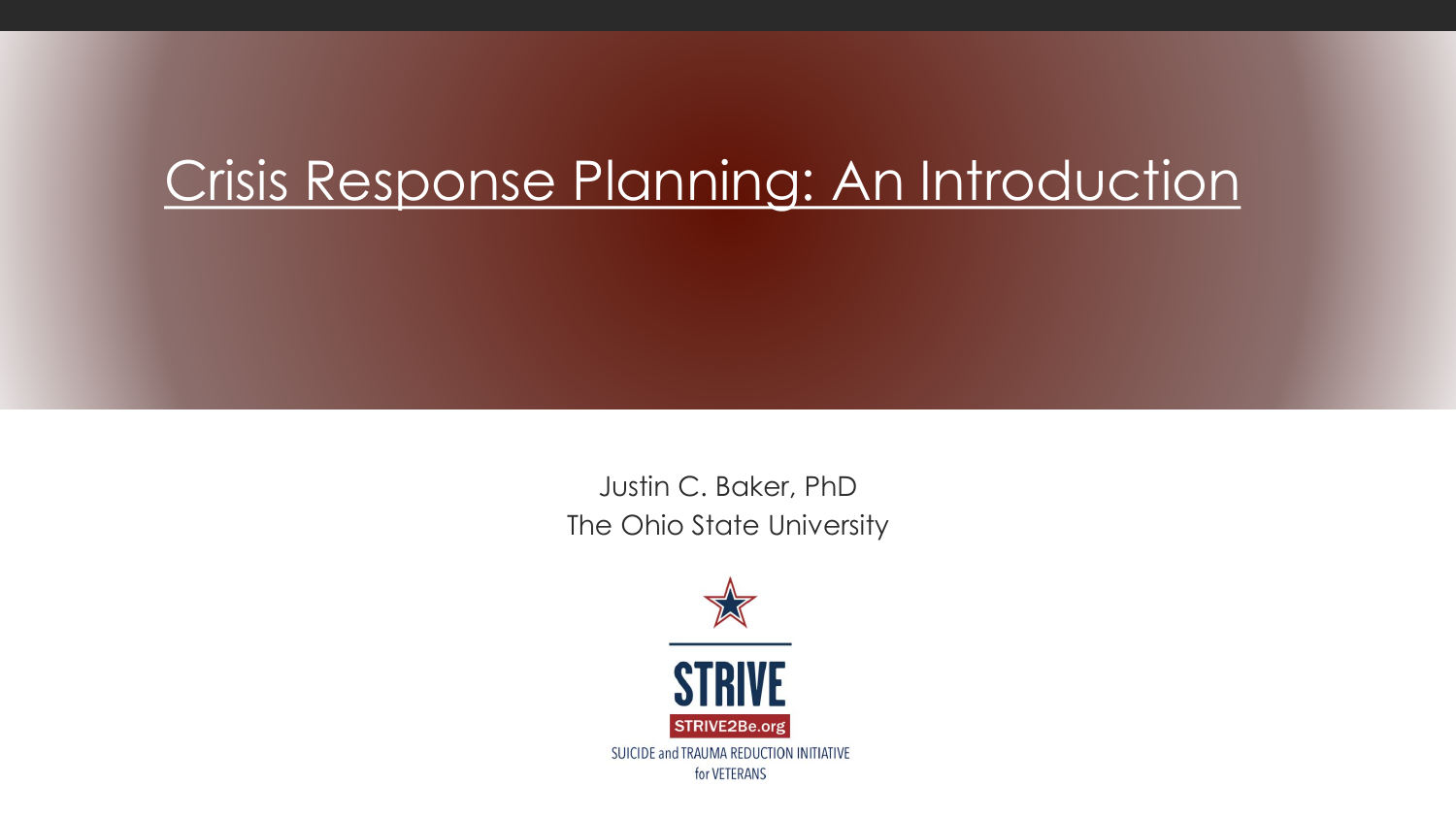# Crisis Response Planning: An Introduction

Justin C. Baker, PhD
The Ohio State University

STRIVE

STRIVE2Be.org

SUICIDE and TRAUMA REDUCTION INITIATIVE for VETERANS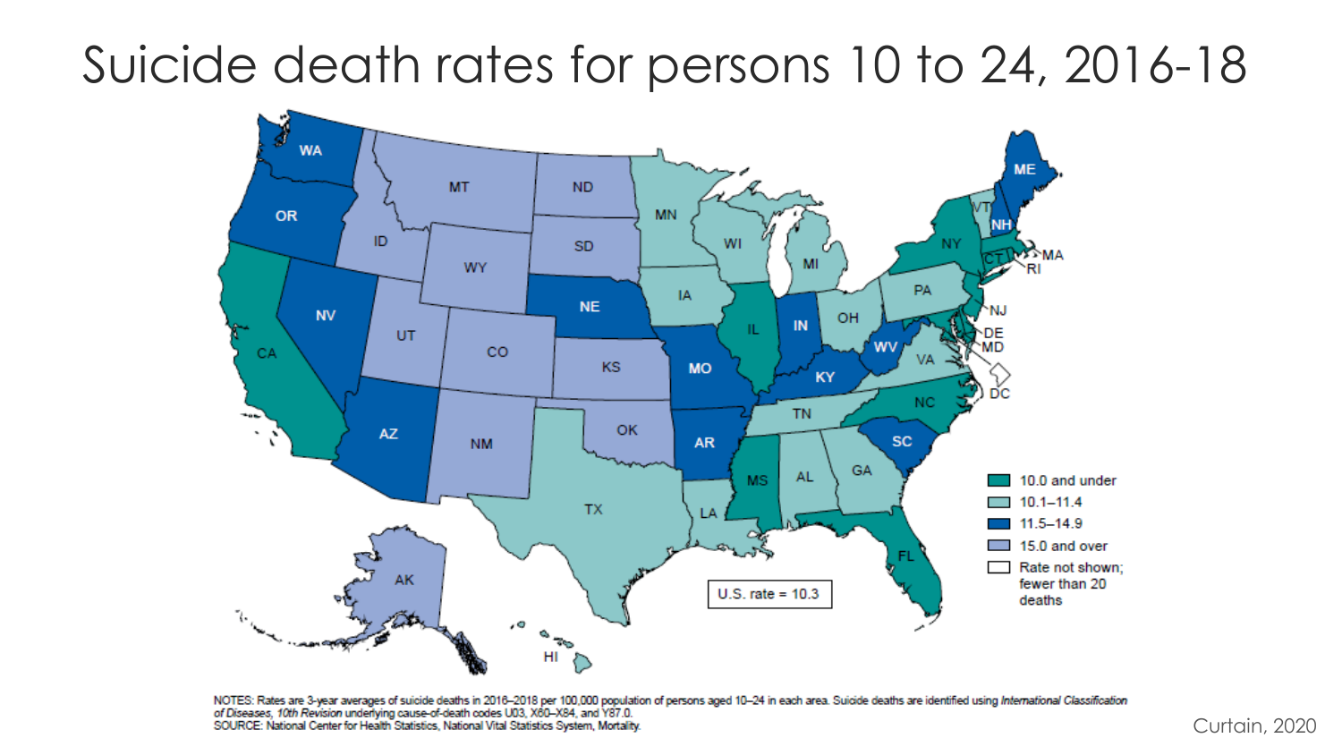# Suicide death rates for persons 10 to 24, 2016-18

| Legend |
| --- |
| 10.0 and under |
| 10.1–11.4 |
| 11.5–14.9 |
| 15.0 and over |
| Rate not shown; fewer than 20 deaths |

U.S. rate = 10.3

NOTES: Rates are 3-year averages of suicide deaths in 2016–2018 per 100,000 population of persons aged 10–24 in each area. Suicide deaths are identified using *International Classification of Diseases, 10th Revision* underlying cause-of-death codes U03, X60–X84, and Y87.0.
SOURCE: National Center for Health Statistics, National Vital Statistics System, Mortality.

Curtain, 2020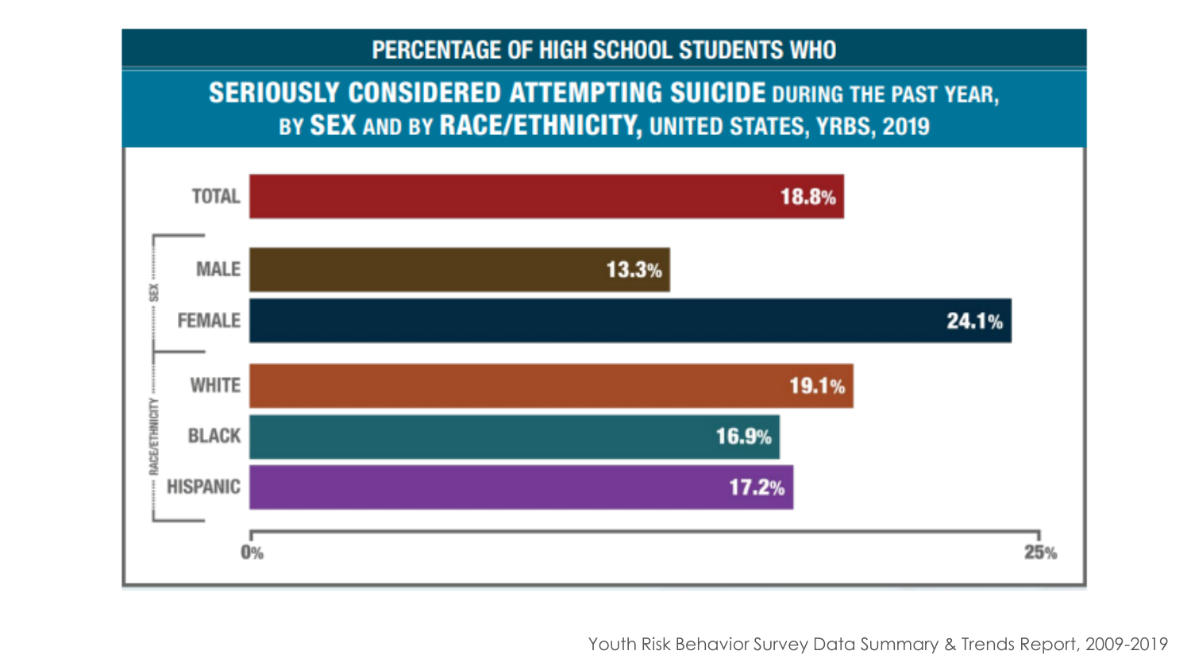## PERCENTAGE OF HIGH SCHOOL STUDENTS WHO

### SERIOUSLY CONSIDERED ATTEMPTING SUICIDE DURING THE PAST YEAR, BY SEX AND BY RACE/ETHNICITY, UNITED STATES, YRBS, 2019

| Group | Category | Percentage |
| --- | --- | --- |
| | TOTAL | 18.8% |
| SEX | MALE | 13.3% |
| SEX | FEMALE | 24.1% |
| RACE/ETHNICITY | WHITE | 19.1% |
| RACE/ETHNICITY | BLACK | 16.9% |
| RACE/ETHNICITY | HISPANIC | 17.2% |

Youth Risk Behavior Survey Data Summary & Trends Report, 2009-2019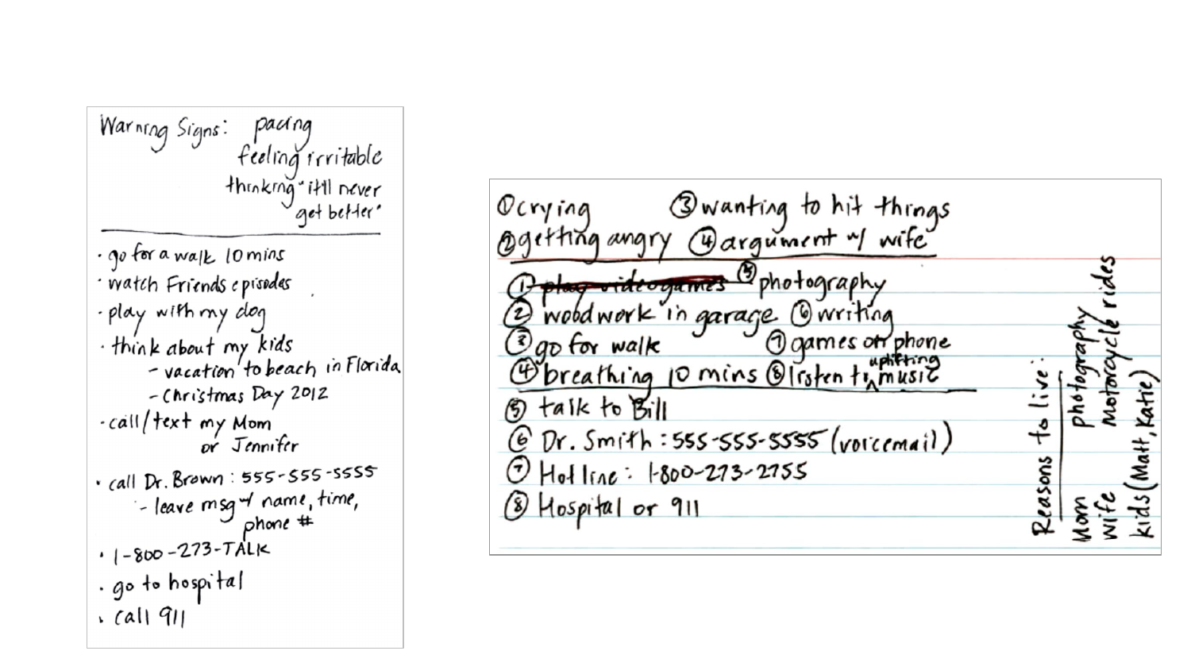Warning Signs: pacing
feeling irritable
thinking "it'll never get better"

---

- go for a walk 10 mins
- watch Friends episodes
- play with my dog
- think about my kids
  - vacation to beach in Florida
  - Christmas Day 2012
- call/text my Mom or Jennifer
- call Dr. Brown: 555-555-5555
  - leave msg w/ name, time, phone #
- 1-800-273-TALK
- go to hospital
- call 911

---

① crying ③ wanting to hit things
② getting angry ④ argument w/ wife

---

① ~~play videogames~~ ⑤ photography
② woodwork in garage ⑥ writing
③ go for walk ⑦ games on phone
④ breathing 10 mins ⑧ listen to uplifting music

---

⑤ talk to Bill
⑥ Dr. Smith: 555-555-5555 (voicemail)
⑦ Hotline: 1-800-273-2755
⑧ Hospital or 911

Reasons to live:
- Mom
- wife
- kids (Matt, Katie)
- photography
- Motorcycle rides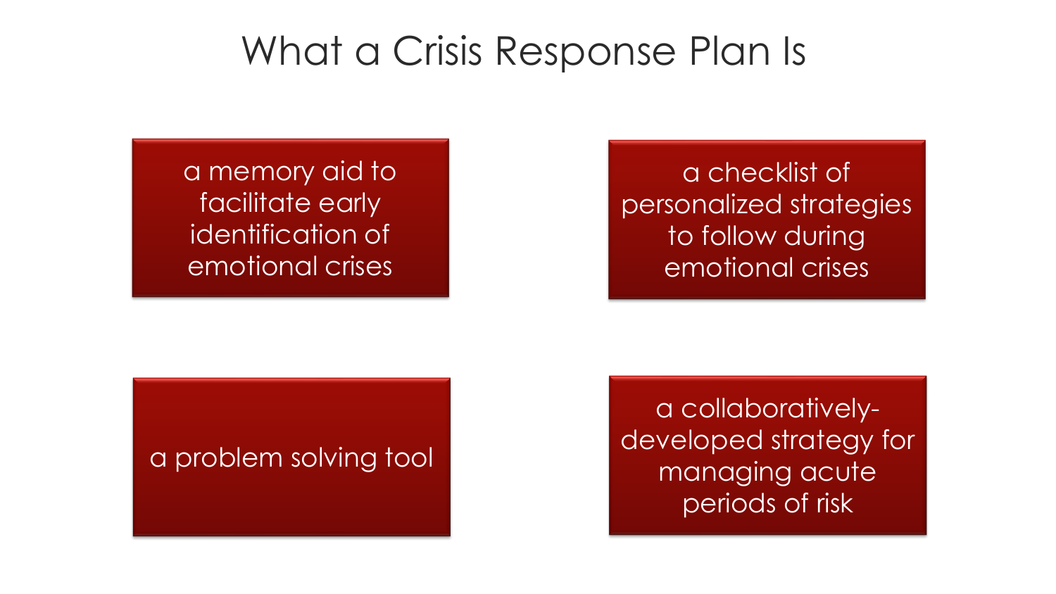# What a Crisis Response Plan Is

- a memory aid to facilitate early identification of emotional crises
- a checklist of personalized strategies to follow during emotional crises
- a problem solving tool
- a collaboratively-developed strategy for managing acute periods of risk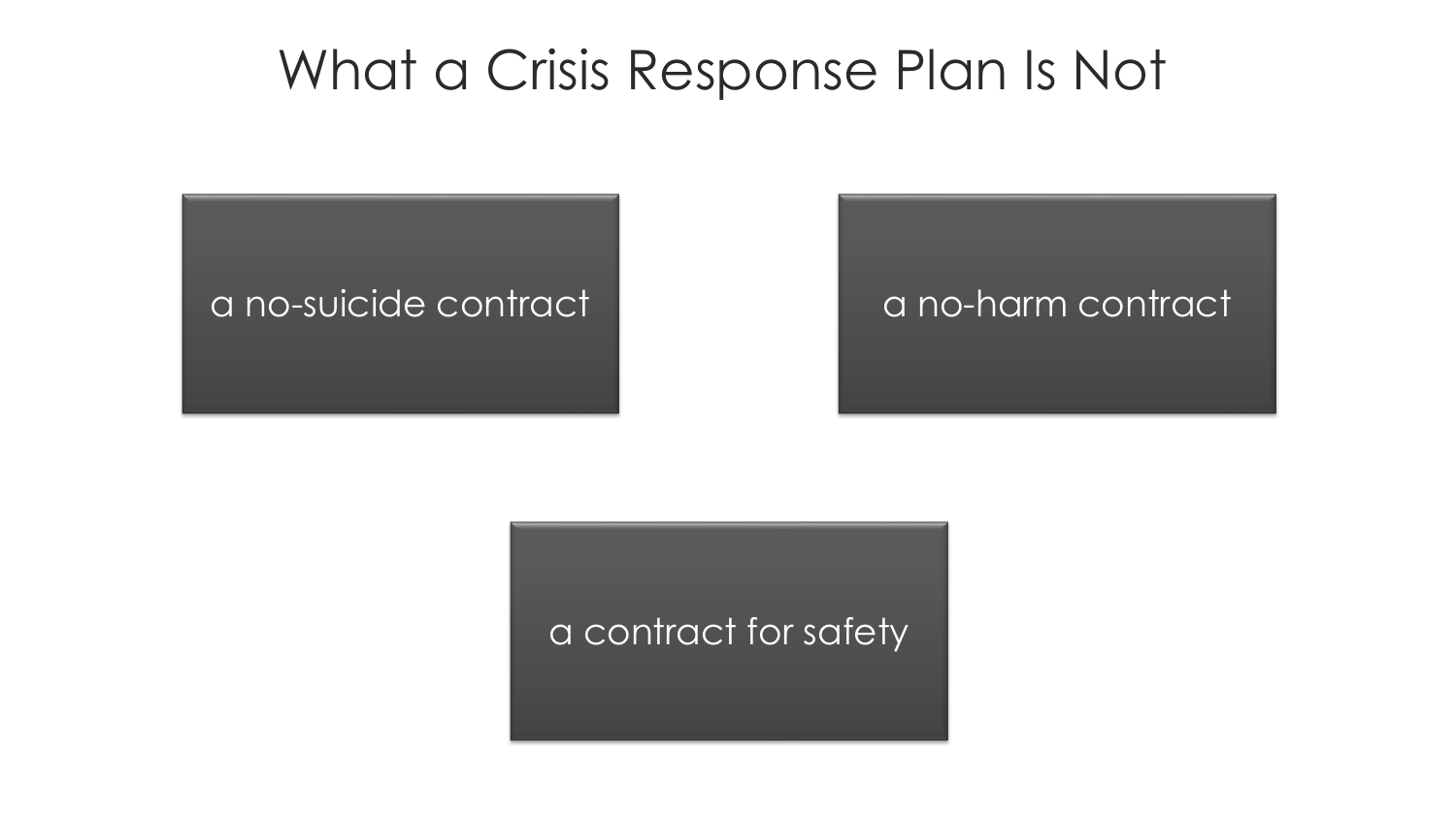# What a Crisis Response Plan Is Not

- a no-suicide contract
- a no-harm contract
- a contract for safety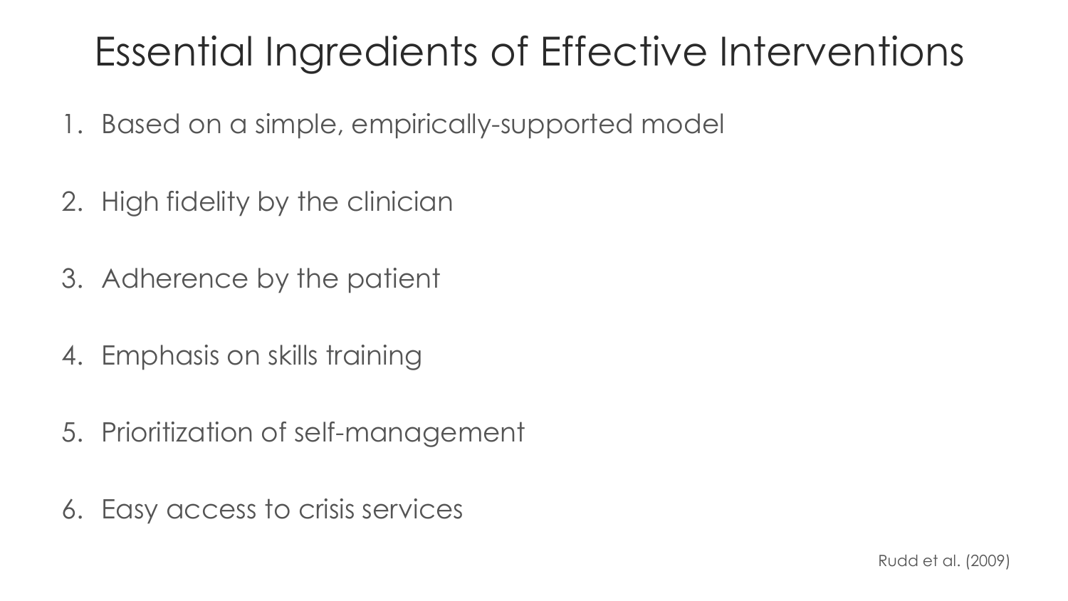# Essential Ingredients of Effective Interventions

1. Based on a simple, empirically-supported model
2. High fidelity by the clinician
3. Adherence by the patient
4. Emphasis on skills training
5. Prioritization of self-management
6. Easy access to crisis services

Rudd et al. (2009)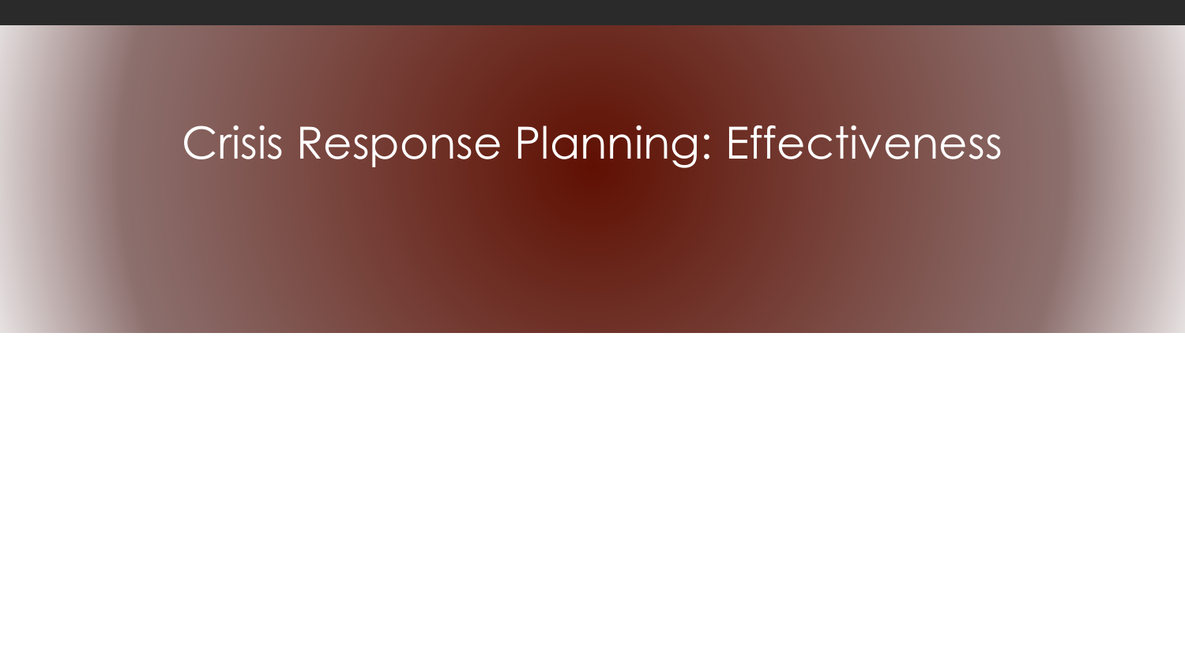# Crisis Response Planning: Effectiveness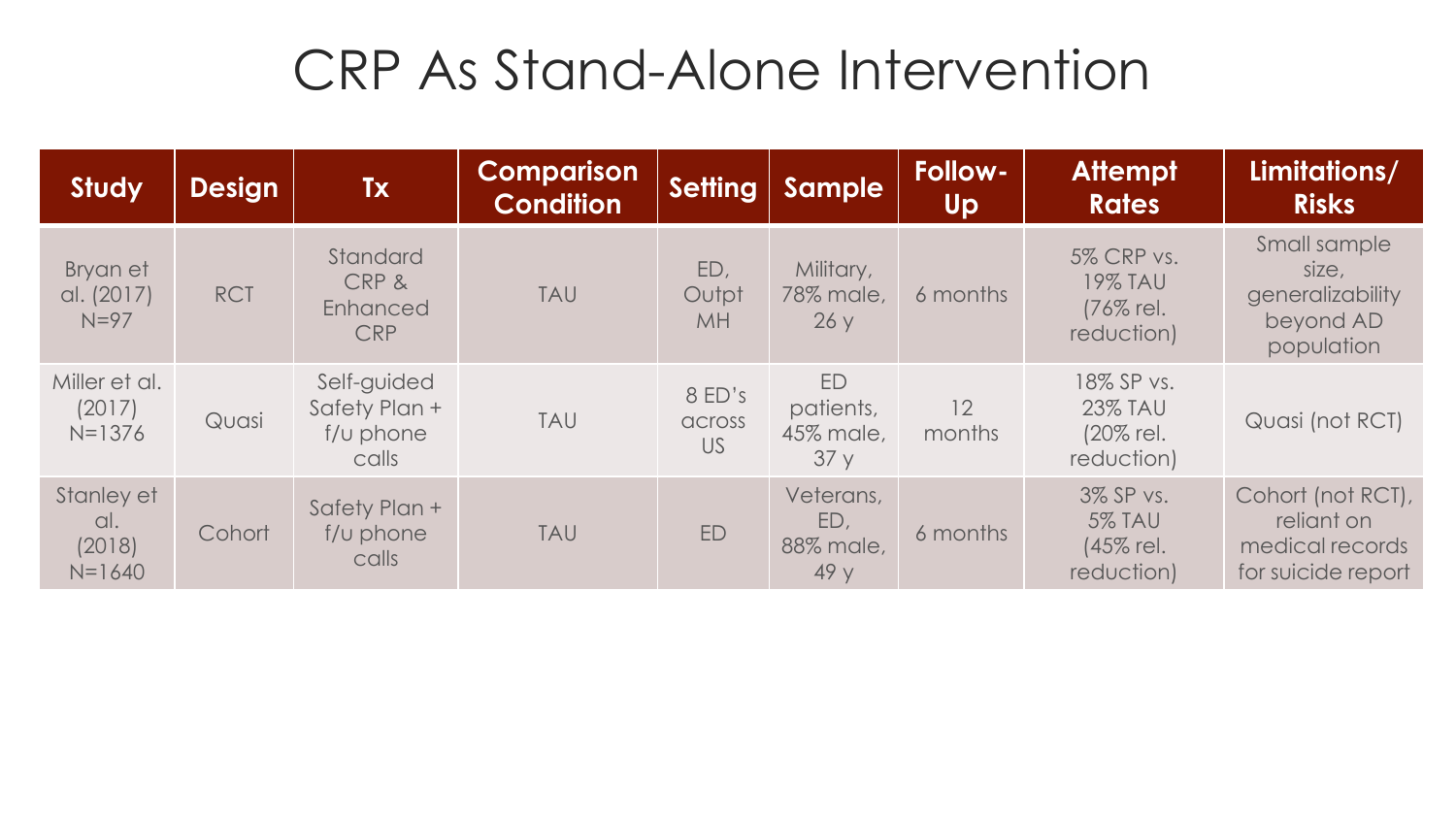# CRP As Stand-Alone Intervention

| Study | Design | Tx | Comparison Condition | Setting | Sample | Follow-Up | Attempt Rates | Limitations/ Risks |
|---|---|---|---|---|---|---|---|---|
| Bryan et al. (2017) N=97 | RCT | Standard CRP & Enhanced CRP | TAU | ED, Outpt MH | Military, 78% male, 26 y | 6 months | 5% CRP vs. 19% TAU (76% rel. reduction) | Small sample size, generalizability beyond AD population |
| Miller et al. (2017) N=1376 | Quasi | Self-guided Safety Plan + f/u phone calls | TAU | 8 ED's across US | ED patients, 45% male, 37 y | 12 months | 18% SP vs. 23% TAU (20% rel. reduction) | Quasi (not RCT) |
| Stanley et al. (2018) N=1640 | Cohort | Safety Plan + f/u phone calls | TAU | ED | Veterans, ED, 88% male, 49 y | 6 months | 3% SP vs. 5% TAU (45% rel. reduction) | Cohort (not RCT), reliant on medical records for suicide report |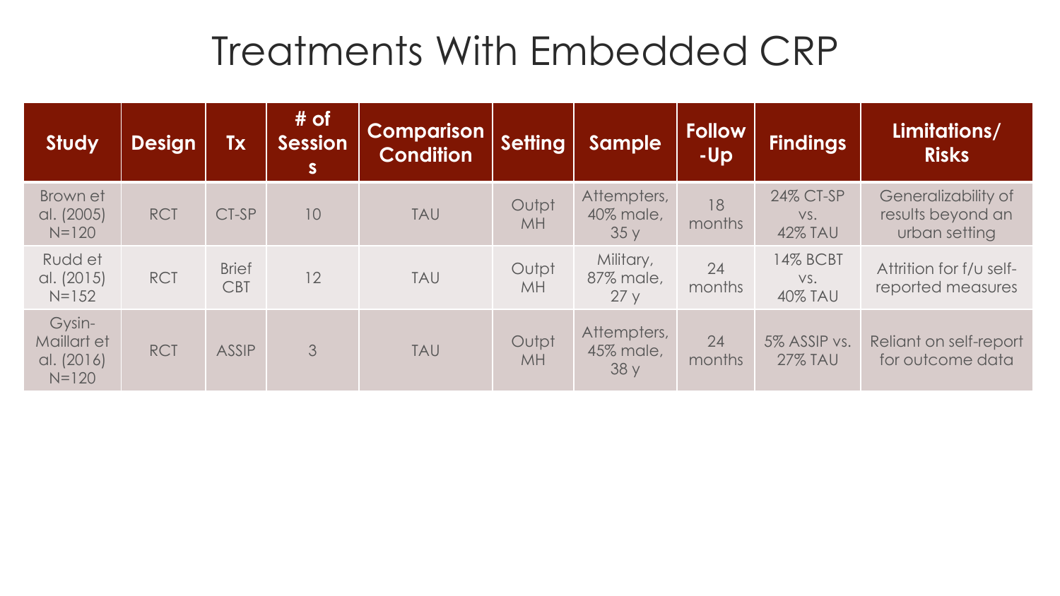# Treatments With Embedded CRP

| Study | Design | Tx | # of Sessions | Comparison Condition | Setting | Sample | Follow-Up | Findings | Limitations/ Risks |
|---|---|---|---|---|---|---|---|---|---|
| Brown et al. (2005) N=120 | RCT | CT-SP | 10 | TAU | Outpt MH | Attempters, 40% male, 35 y | 18 months | 24% CT-SP vs. 42% TAU | Generalizability of results beyond an urban setting |
| Rudd et al. (2015) N=152 | RCT | Brief CBT | 12 | TAU | Outpt MH | Military, 87% male, 27 y | 24 months | 14% BCBT vs. 40% TAU | Attrition for f/u self-reported measures |
| Gysin-Maillart et al. (2016) N=120 | RCT | ASSIP | 3 | TAU | Outpt MH | Attempters, 45% male, 38 y | 24 months | 5% ASSIP vs. 27% TAU | Reliant on self-report for outcome data |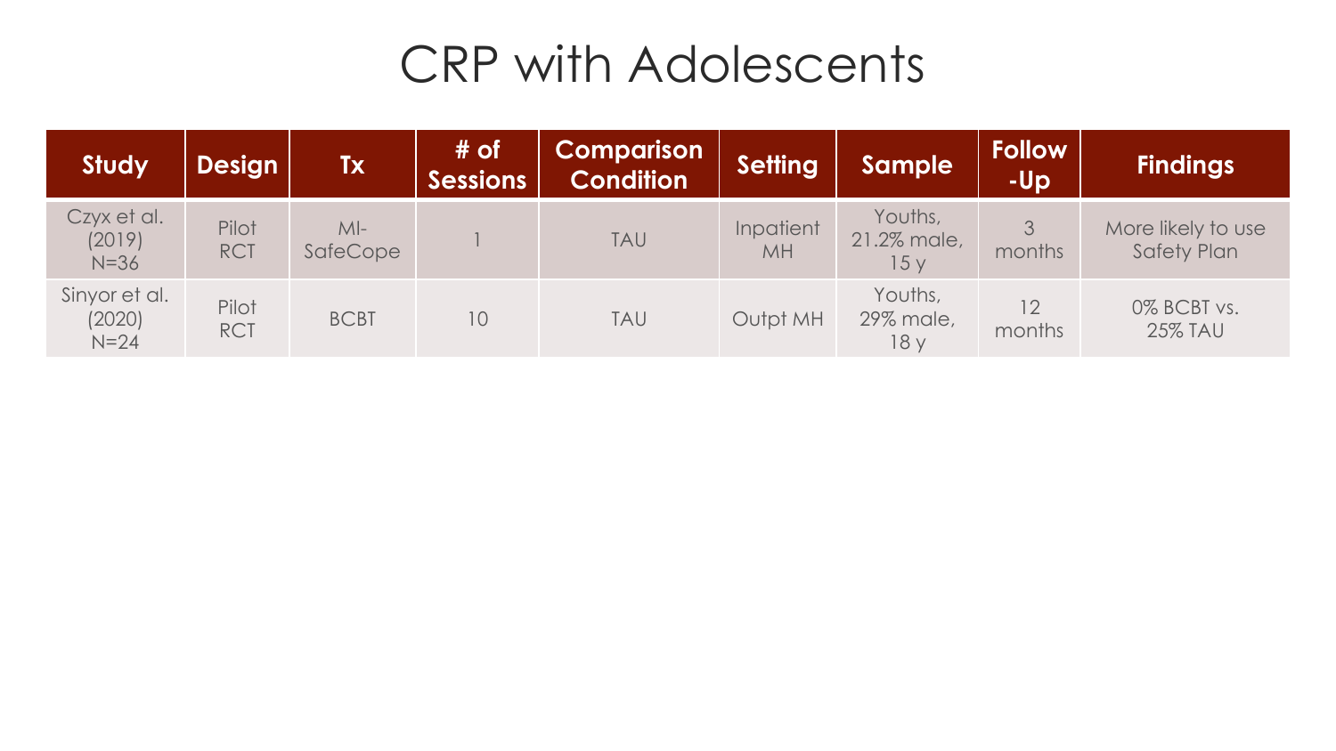# CRP with Adolescents

| Study | Design | Tx | # of Sessions | Comparison Condition | Setting | Sample | Follow-Up | Findings |
|---|---|---|---|---|---|---|---|---|
| Czyx et al. (2019) N=36 | Pilot RCT | MI-SafeCope | 1 | TAU | Inpatient MH | Youths, 21.2% male, 15 y | 3 months | More likely to use Safety Plan |
| Sinyor et al. (2020) N=24 | Pilot RCT | BCBT | 10 | TAU | Outpt MH | Youths, 29% male, 18 y | 12 months | 0% BCBT vs. 25% TAU |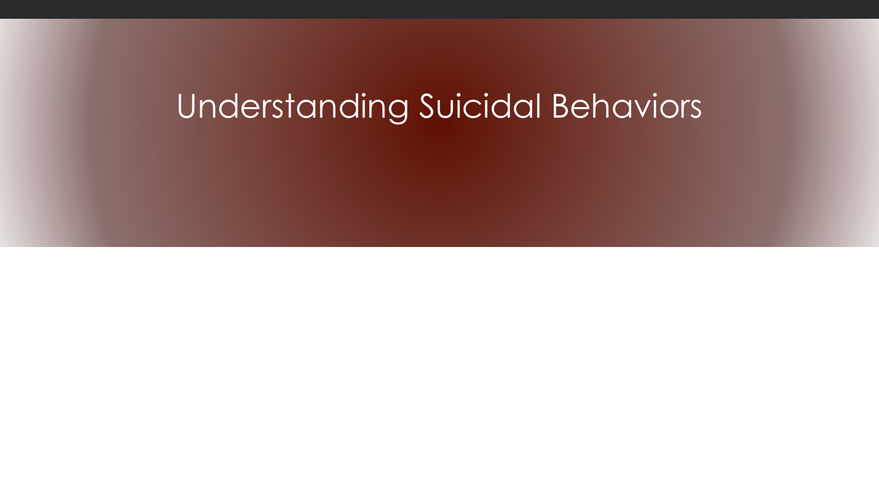# Understanding Suicidal Behaviors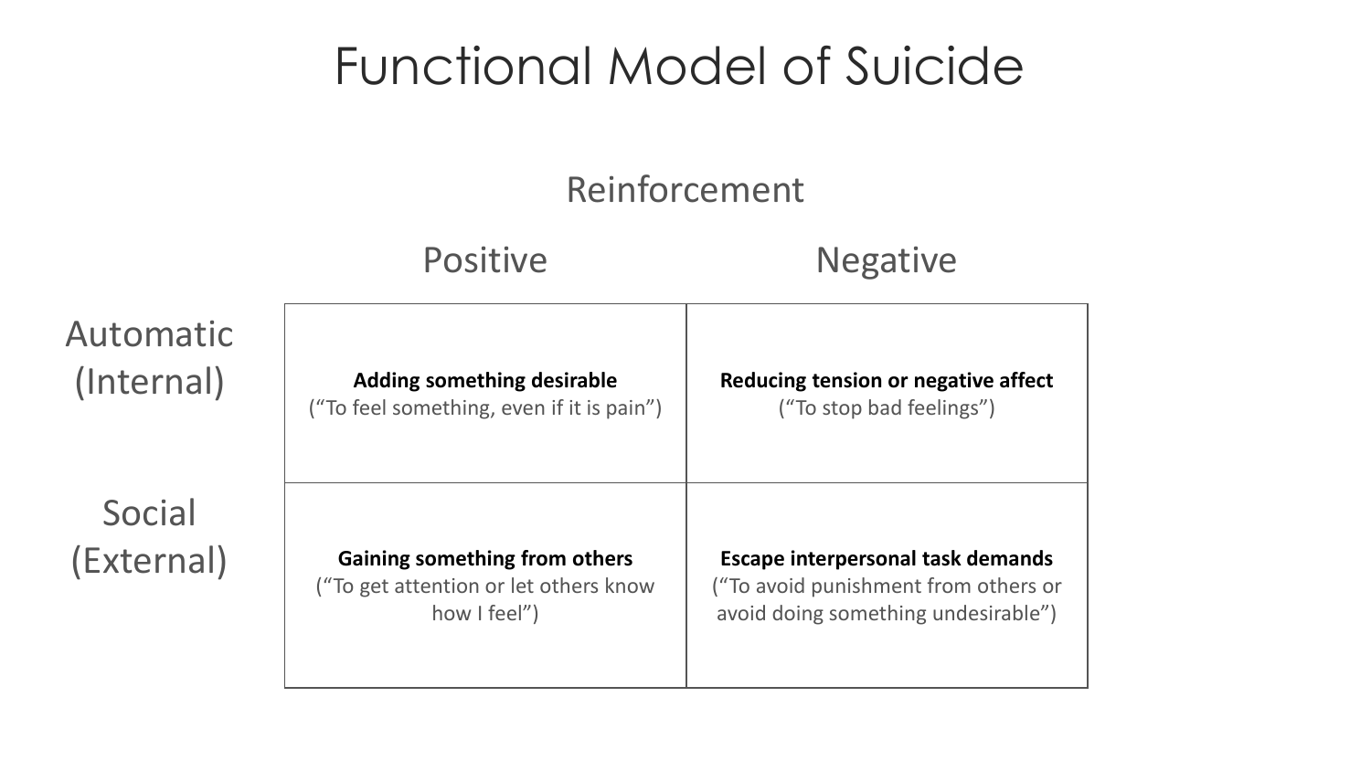# Functional Model of Suicide

| | Reinforcement: Positive | Reinforcement: Negative |
|---|---|---|
| **Automatic (Internal)** | **Adding something desirable** ("To feel something, even if it is pain") | **Reducing tension or negative affect** ("To stop bad feelings") |
| **Social (External)** | **Gaining something from others** ("To get attention or let others know how I feel") | **Escape interpersonal task demands** ("To avoid punishment from others or avoid doing something undesirable") |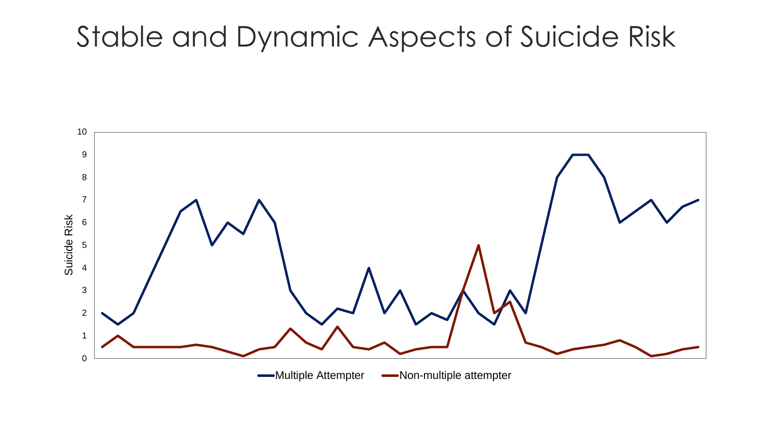# Stable and Dynamic Aspects of Suicide Risk

Suicide Risk

10
9
8
7
6
5
4
3
2
1
0

Multiple Attempter    Non-multiple attempter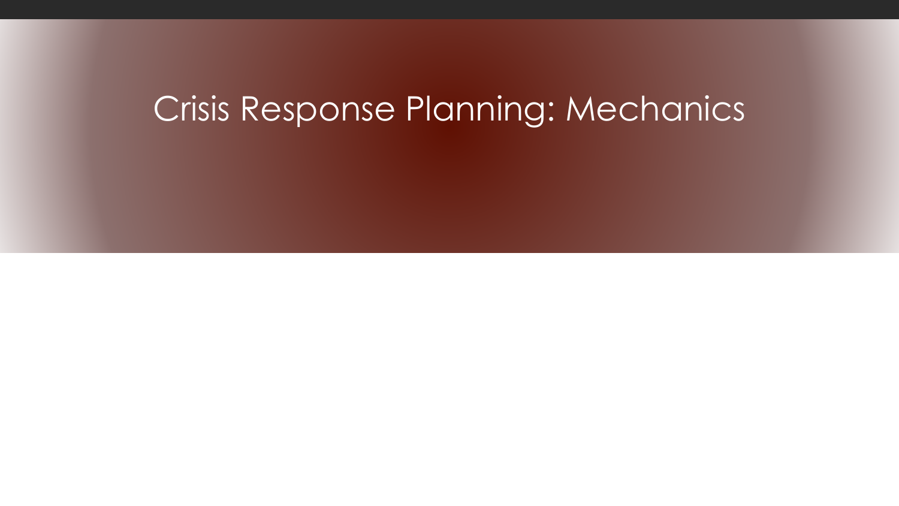# Crisis Response Planning: Mechanics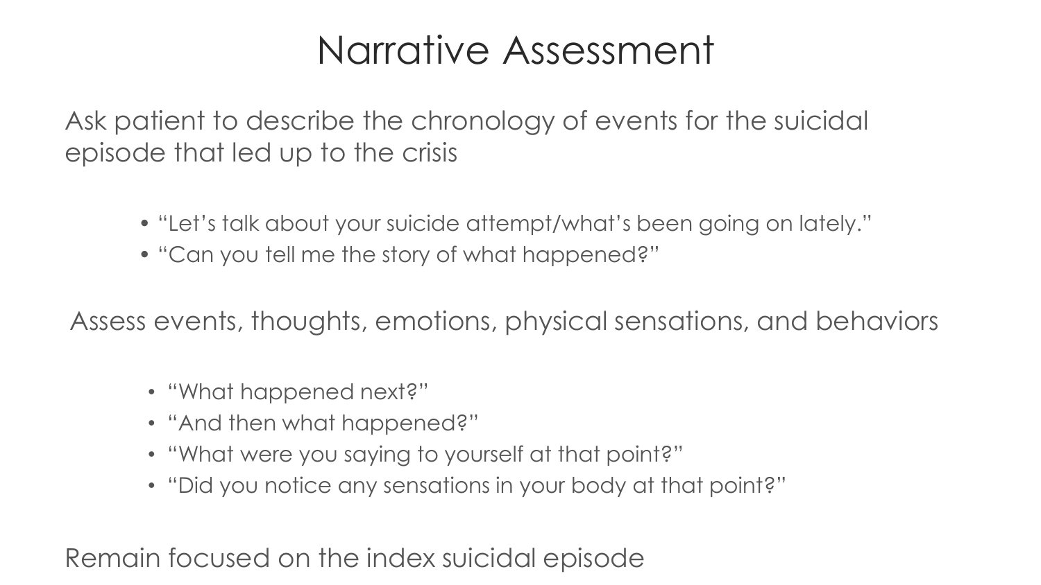# Narrative Assessment

Ask patient to describe the chronology of events for the suicidal episode that led up to the crisis

- "Let's talk about your suicide attempt/what's been going on lately."
- "Can you tell me the story of what happened?"

Assess events, thoughts, emotions, physical sensations, and behaviors

- "What happened next?"
- "And then what happened?"
- "What were you saying to yourself at that point?"
- "Did you notice any sensations in your body at that point?"

Remain focused on the index suicidal episode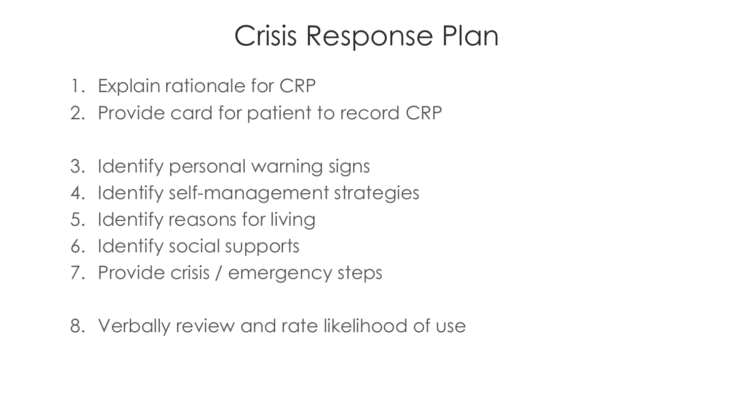# Crisis Response Plan

1. Explain rationale for CRP
2. Provide card for patient to record CRP

3. Identify personal warning signs
4. Identify self-management strategies
5. Identify reasons for living
6. Identify social supports
7. Provide crisis / emergency steps

8. Verbally review and rate likelihood of use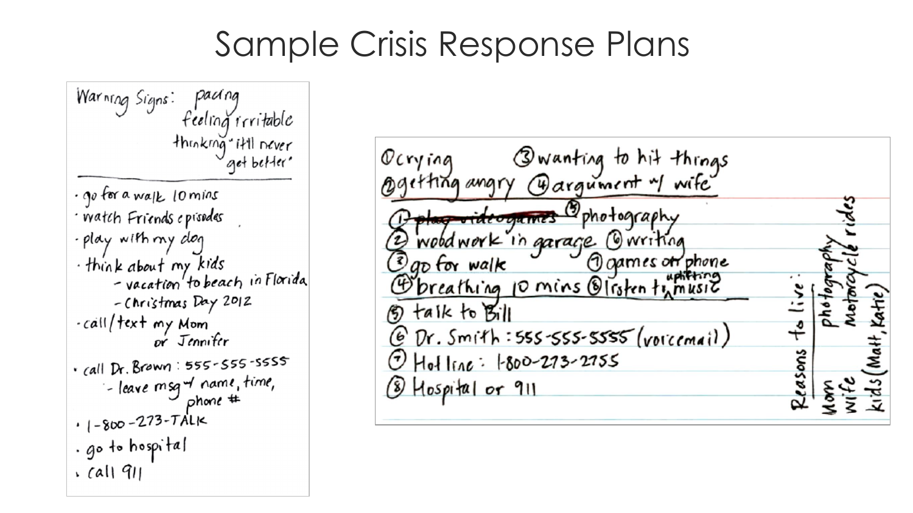# Sample Crisis Response Plans

Warning Signs: pacing
feeling irritable
thinking "it'll never get better"

- go for a walk 10 mins
- watch Friends episodes
- play with my dog
- think about my kids
  - vacation to beach in Florida
  - Christmas Day 2012
- call/text my Mom or Jennifer
- call Dr. Brown: 555-555-5555
  - leave msg w/ name, time, phone #
- 1-800-273-TALK
- go to hospital
- call 911

---

① crying ③ wanting to hit things
② getting angry ④ argument w/ wife

① ~~play videogames~~ ⑤ photography
② woodwork in garage ⑥ writing
③ go for walk ⑦ games on phone
④ breathing 10 mins ⑧ listen to uplifting music

⑤ talk to Bill
⑥ Dr. Smith: 555-555-5555 (voicemail)
⑦ Hotline: 1-800-273-2755
⑧ Hospital or 911

Reasons to live:
- Mom
- wife
- kids (Matt, Katie)
- photography
- Motorcycle rides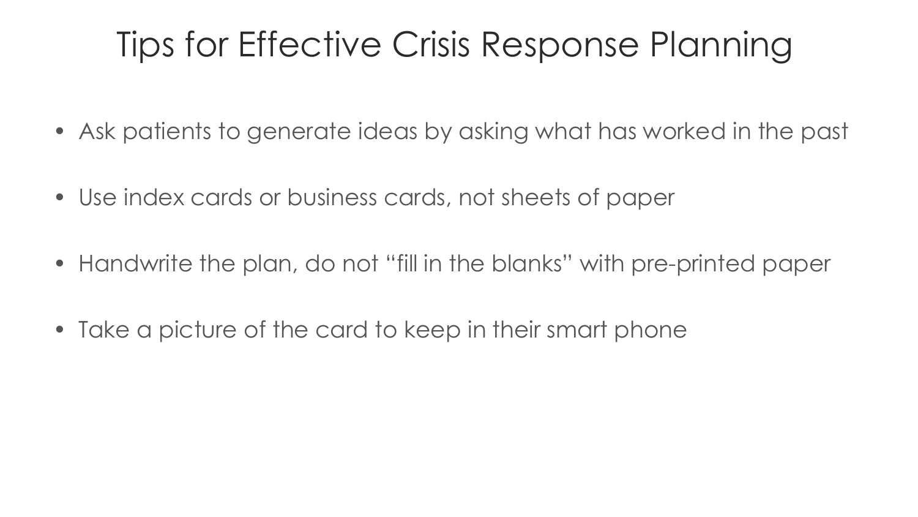# Tips for Effective Crisis Response Planning

- Ask patients to generate ideas by asking what has worked in the past
- Use index cards or business cards, not sheets of paper
- Handwrite the plan, do not "fill in the blanks" with pre-printed paper
- Take a picture of the card to keep in their smart phone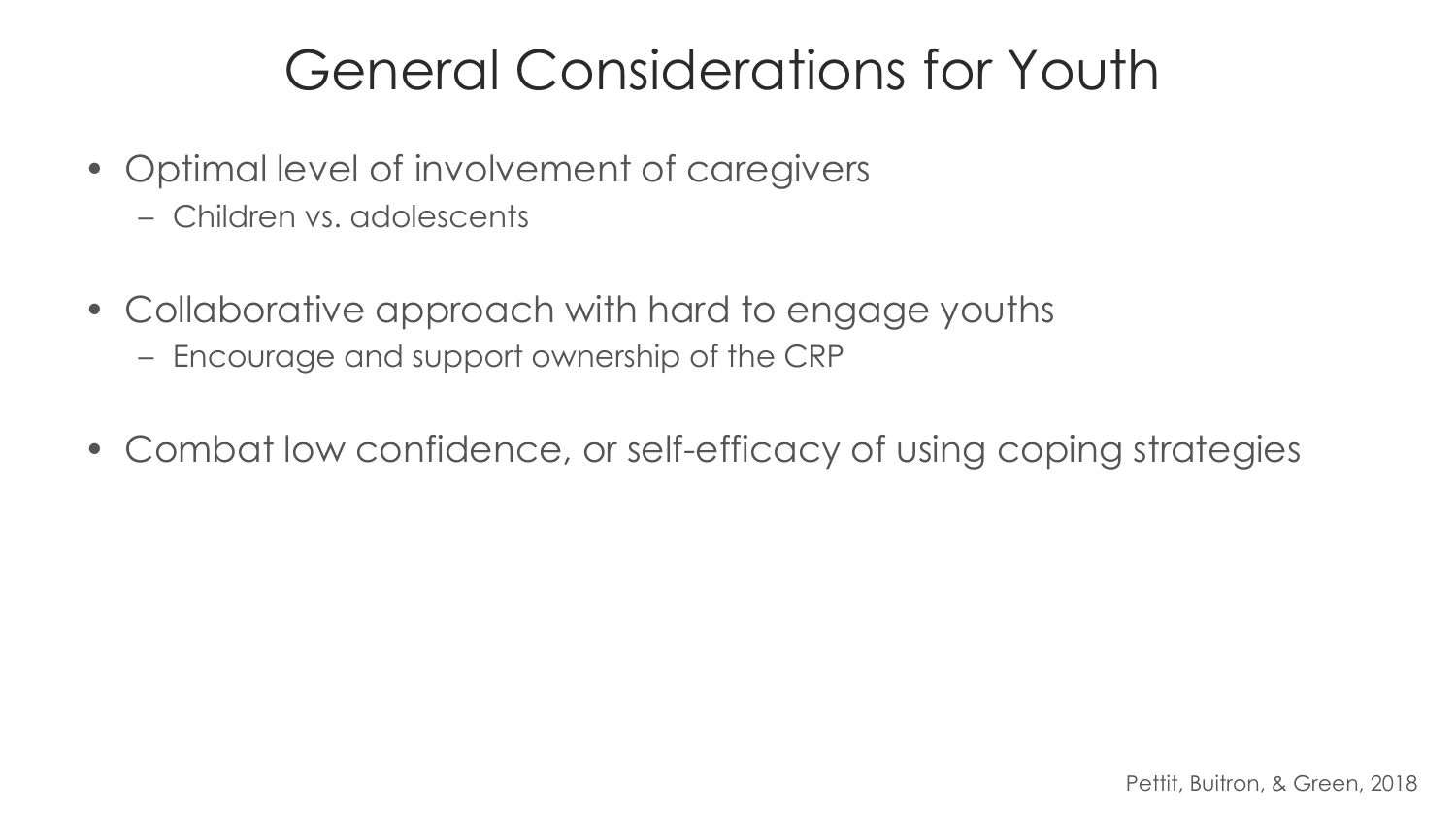# General Considerations for Youth

- Optimal level of involvement of caregivers
  - Children vs. adolescents
- Collaborative approach with hard to engage youths
  - Encourage and support ownership of the CRP
- Combat low confidence, or self-efficacy of using coping strategies

Pettit, Buitron, & Green, 2018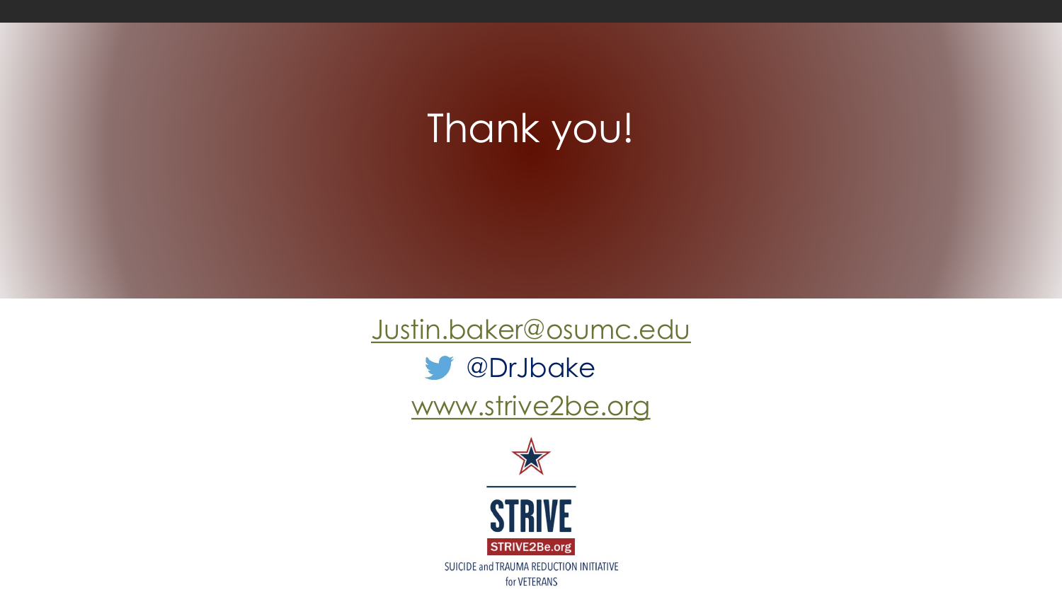# Thank you!

Justin.baker@osumc.edu

@DrJbake

www.strive2be.org

STRIVE

STRIVE2Be.org

SUICIDE and TRAUMA REDUCTION INITIATIVE for VETERANS